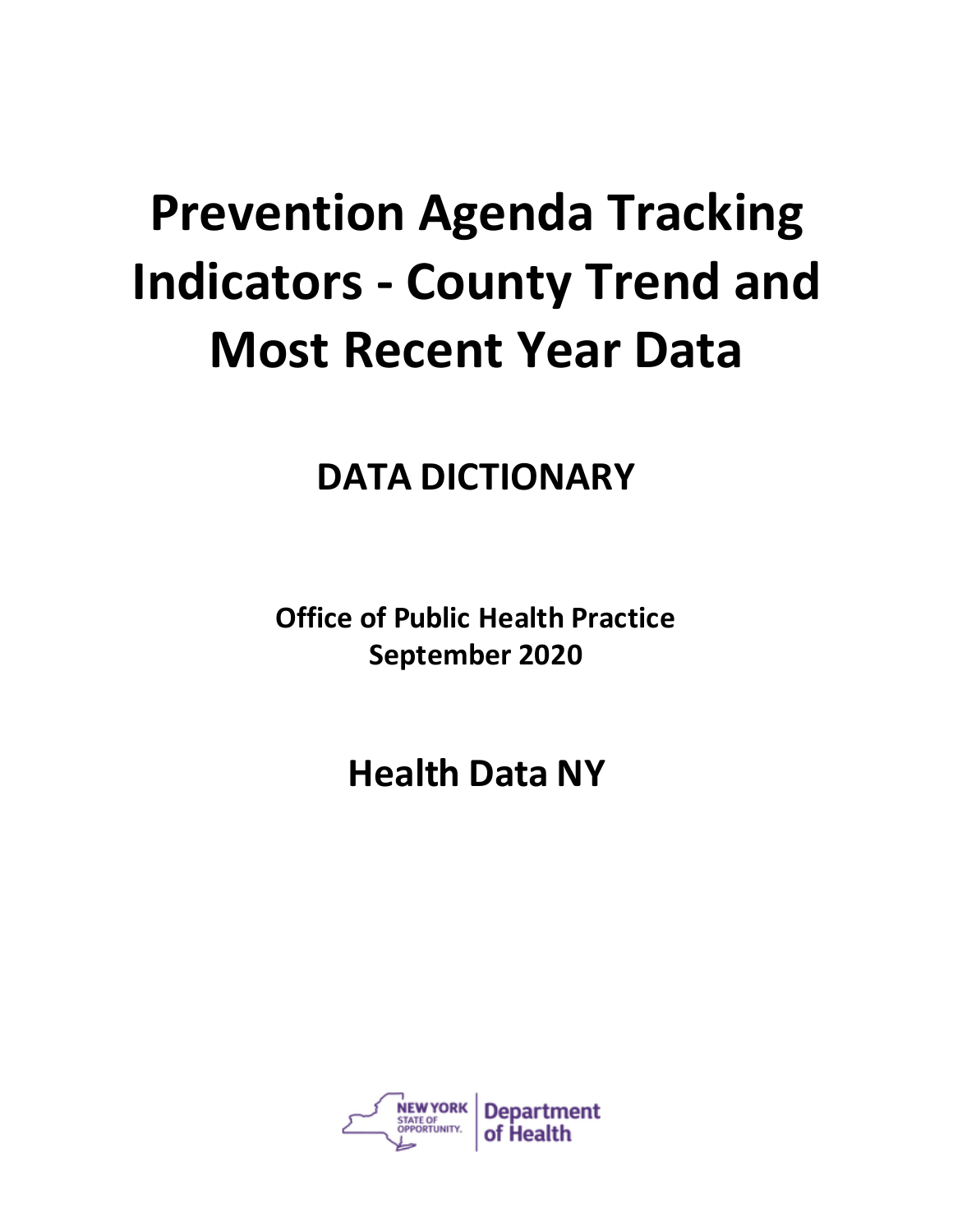# Prevention Agenda Tracking Indicators - County Trend and Most Recent Year Data

## DATA DICTIONARY

**Office of Public Health Practice**
**September 2020**

## Health Data NY

NEW YORK STATE OF OPPORTUNITY. Department of Health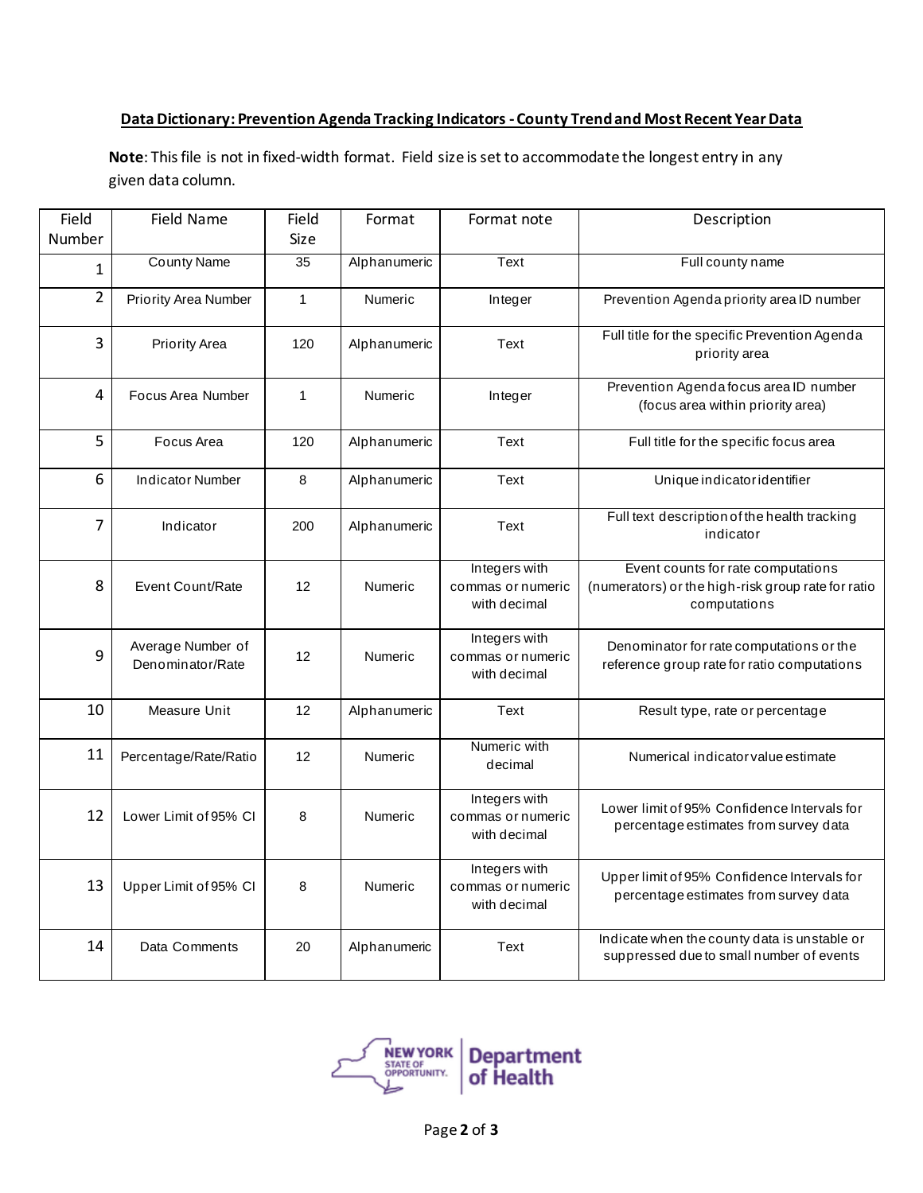**Data Dictionary: Prevention Agenda Tracking Indicators - County Trend and Most Recent Year Data**

**Note**: This file is not in fixed-width format. Field size is set to accommodate the longest entry in any given data column.

| Field Number | Field Name | Field Size | Format | Format note | Description |
|---|---|---|---|---|---|
| 1 | County Name | 35 | Alphanumeric | Text | Full county name |
| 2 | Priority Area Number | 1 | Numeric | Integer | Prevention Agenda priority area ID number |
| 3 | Priority Area | 120 | Alphanumeric | Text | Full title for the specific Prevention Agenda priority area |
| 4 | Focus Area Number | 1 | Numeric | Integer | Prevention Agenda focus area ID number (focus area within priority area) |
| 5 | Focus Area | 120 | Alphanumeric | Text | Full title for the specific focus area |
| 6 | Indicator Number | 8 | Alphanumeric | Text | Unique indicator identifier |
| 7 | Indicator | 200 | Alphanumeric | Text | Full text description of the health tracking indicator |
| 8 | Event Count/Rate | 12 | Numeric | Integers with commas or numeric with decimal | Event counts for rate computations (numerators) or the high-risk group rate for ratio computations |
| 9 | Average Number of Denominator/Rate | 12 | Numeric | Integers with commas or numeric with decimal | Denominator for rate computations or the reference group rate for ratio computations |
| 10 | Measure Unit | 12 | Alphanumeric | Text | Result type, rate or percentage |
| 11 | Percentage/Rate/Ratio | 12 | Numeric | Numeric with decimal | Numerical indicator value estimate |
| 12 | Lower Limit of 95% CI | 8 | Numeric | Integers with commas or numeric with decimal | Lower limit of 95% Confidence Intervals for percentage estimates from survey data |
| 13 | Upper Limit of 95% CI | 8 | Numeric | Integers with commas or numeric with decimal | Upper limit of 95% Confidence Intervals for percentage estimates from survey data |
| 14 | Data Comments | 20 | Alphanumeric | Text | Indicate when the county data is unstable or suppressed due to small number of events |

NEW YORK STATE OF OPPORTUNITY. | Department of Health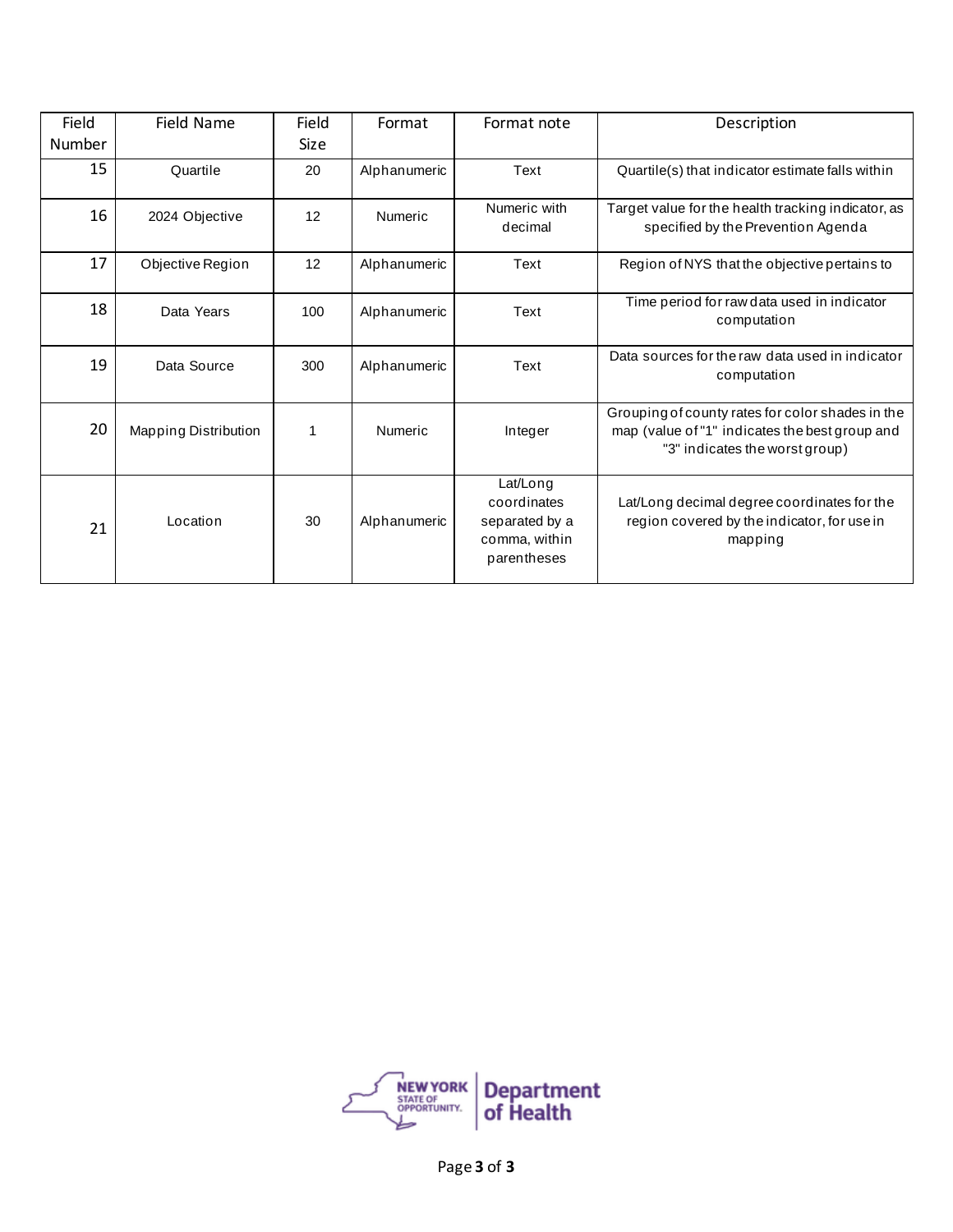| Field Number | Field Name | Field Size | Format | Format note | Description |
| --- | --- | --- | --- | --- | --- |
| 15 | Quartile | 20 | Alphanumeric | Text | Quartile(s) that indicator estimate falls within |
| 16 | 2024 Objective | 12 | Numeric | Numeric with decimal | Target value for the health tracking indicator, as specified by the Prevention Agenda |
| 17 | Objective Region | 12 | Alphanumeric | Text | Region of NYS that the objective pertains to |
| 18 | Data Years | 100 | Alphanumeric | Text | Time period for raw data used in indicator computation |
| 19 | Data Source | 300 | Alphanumeric | Text | Data sources for the raw data used in indicator computation |
| 20 | Mapping Distribution | 1 | Numeric | Integer | Grouping of county rates for color shades in the map (value of "1" indicates the best group and "3" indicates the worst group) |
| 21 | Location | 30 | Alphanumeric | Lat/Long coordinates separated by a comma, within parentheses | Lat/Long decimal degree coordinates for the region covered by the indicator, for use in mapping |

NEW YORK STATE OF OPPORTUNITY. | Department of Health